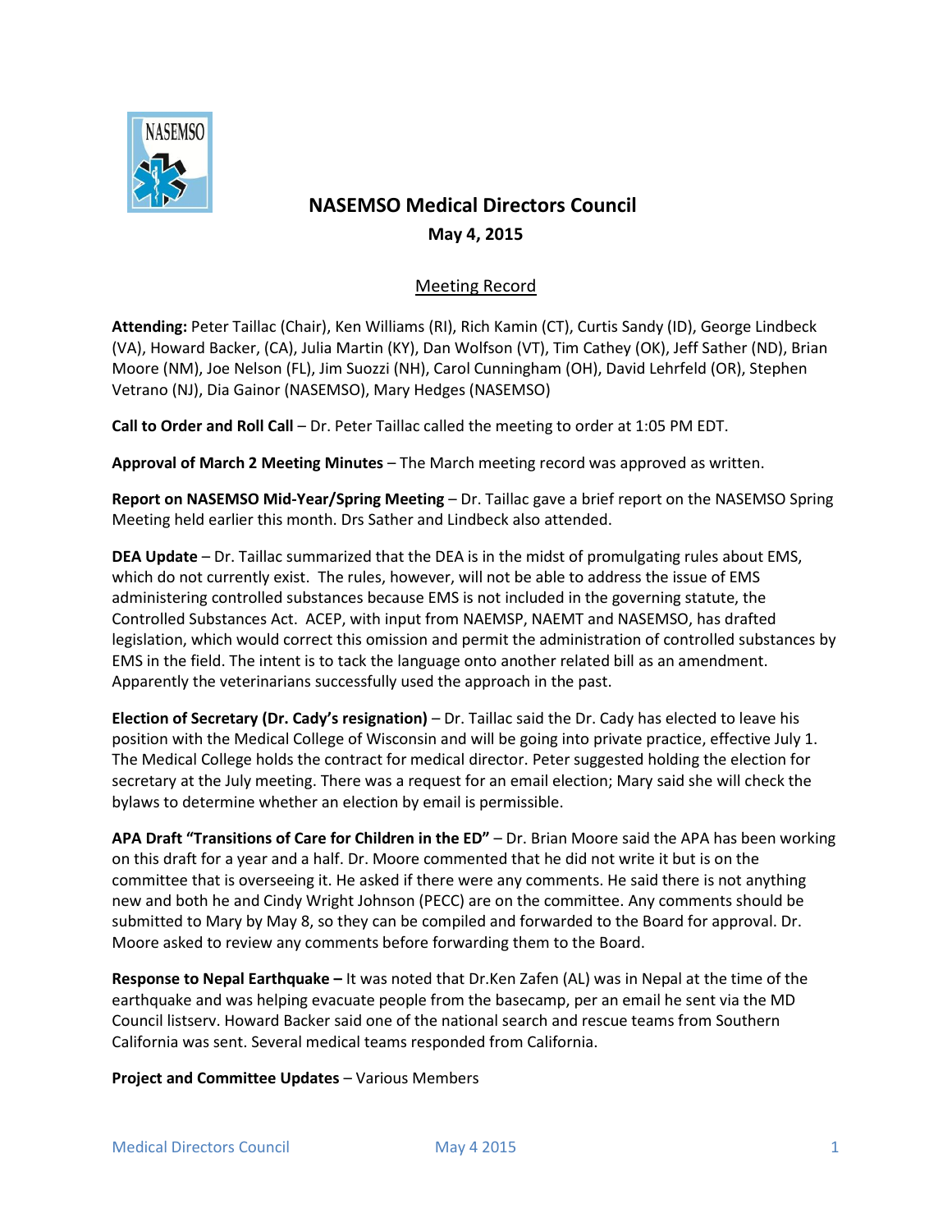# NASEMSO Medical Directors Council

**May 4, 2015**

Meeting Record

**Attending:** Peter Taillac (Chair), Ken Williams (RI), Rich Kamin (CT), Curtis Sandy (ID), George Lindbeck (VA), Howard Backer, (CA), Julia Martin (KY), Dan Wolfson (VT), Tim Cathey (OK), Jeff Sather (ND), Brian Moore (NM), Joe Nelson (FL), Jim Suozzi (NH), Carol Cunningham (OH), David Lehrfeld (OR), Stephen Vetrano (NJ), Dia Gainor (NASEMSO), Mary Hedges (NASEMSO)

**Call to Order and Roll Call** – Dr. Peter Taillac called the meeting to order at 1:05 PM EDT.

**Approval of March 2 Meeting Minutes** – The March meeting record was approved as written.

**Report on NASEMSO Mid-Year/Spring Meeting** – Dr. Taillac gave a brief report on the NASEMSO Spring Meeting held earlier this month. Drs Sather and Lindbeck also attended.

**DEA Update** – Dr. Taillac summarized that the DEA is in the midst of promulgating rules about EMS, which do not currently exist. The rules, however, will not be able to address the issue of EMS administering controlled substances because EMS is not included in the governing statute, the Controlled Substances Act. ACEP, with input from NAEMSP, NAEMT and NASEMSO, has drafted legislation, which would correct this omission and permit the administration of controlled substances by EMS in the field. The intent is to tack the language onto another related bill as an amendment. Apparently the veterinarians successfully used the approach in the past.

**Election of Secretary (Dr. Cady's resignation)** – Dr. Taillac said the Dr. Cady has elected to leave his position with the Medical College of Wisconsin and will be going into private practice, effective July 1. The Medical College holds the contract for medical director. Peter suggested holding the election for secretary at the July meeting. There was a request for an email election; Mary said she will check the bylaws to determine whether an election by email is permissible.

**APA Draft "Transitions of Care for Children in the ED"** – Dr. Brian Moore said the APA has been working on this draft for a year and a half. Dr. Moore commented that he did not write it but is on the committee that is overseeing it. He asked if there were any comments. He said there is not anything new and both he and Cindy Wright Johnson (PECC) are on the committee. Any comments should be submitted to Mary by May 8, so they can be compiled and forwarded to the Board for approval. Dr. Moore asked to review any comments before forwarding them to the Board.

**Response to Nepal Earthquake –** It was noted that Dr.Ken Zafen (AL) was in Nepal at the time of the earthquake and was helping evacuate people from the basecamp, per an email he sent via the MD Council listserv. Howard Backer said one of the national search and rescue teams from Southern California was sent. Several medical teams responded from California.

**Project and Committee Updates** – Various Members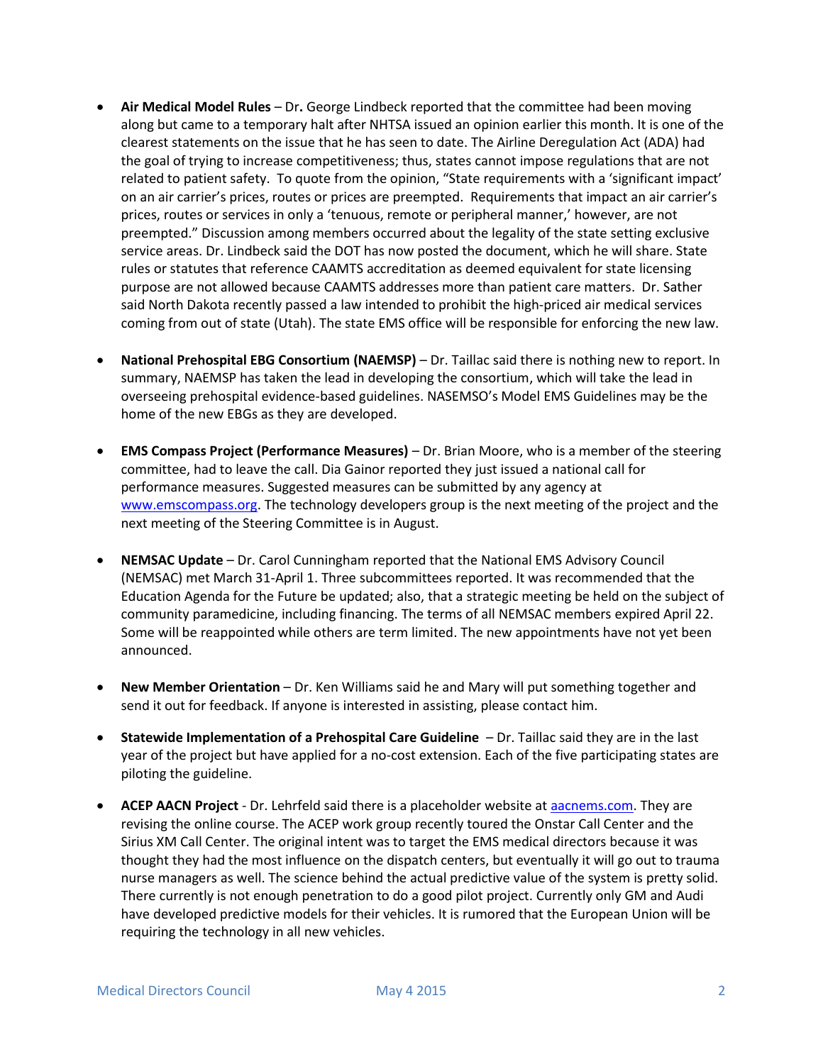- **Air Medical Model Rules** – Dr**.** George Lindbeck reported that the committee had been moving along but came to a temporary halt after NHTSA issued an opinion earlier this month. It is one of the clearest statements on the issue that he has seen to date. The Airline Deregulation Act (ADA) had the goal of trying to increase competitiveness; thus, states cannot impose regulations that are not related to patient safety. To quote from the opinion, "State requirements with a 'significant impact' on an air carrier's prices, routes or prices are preempted. Requirements that impact an air carrier's prices, routes or services in only a 'tenuous, remote or peripheral manner,' however, are not preempted." Discussion among members occurred about the legality of the state setting exclusive service areas. Dr. Lindbeck said the DOT has now posted the document, which he will share. State rules or statutes that reference CAAMTS accreditation as deemed equivalent for state licensing purpose are not allowed because CAAMTS addresses more than patient care matters. Dr. Sather said North Dakota recently passed a law intended to prohibit the high-priced air medical services coming from out of state (Utah). The state EMS office will be responsible for enforcing the new law.

- **National Prehospital EBG Consortium (NAEMSP)** – Dr. Taillac said there is nothing new to report. In summary, NAEMSP has taken the lead in developing the consortium, which will take the lead in overseeing prehospital evidence-based guidelines. NASEMSO's Model EMS Guidelines may be the home of the new EBGs as they are developed.

- **EMS Compass Project (Performance Measures)** – Dr. Brian Moore, who is a member of the steering committee, had to leave the call. Dia Gainor reported they just issued a national call for performance measures. Suggested measures can be submitted by any agency at www.emscompass.org. The technology developers group is the next meeting of the project and the next meeting of the Steering Committee is in August.

- **NEMSAC Update** – Dr. Carol Cunningham reported that the National EMS Advisory Council (NEMSAC) met March 31-April 1. Three subcommittees reported. It was recommended that the Education Agenda for the Future be updated; also, that a strategic meeting be held on the subject of community paramedicine, including financing. The terms of all NEMSAC members expired April 22. Some will be reappointed while others are term limited. The new appointments have not yet been announced.

- **New Member Orientation** – Dr. Ken Williams said he and Mary will put something together and send it out for feedback. If anyone is interested in assisting, please contact him.

- **Statewide Implementation of a Prehospital Care Guideline** – Dr. Taillac said they are in the last year of the project but have applied for a no-cost extension. Each of the five participating states are piloting the guideline.

- **ACEP AACN Project** - Dr. Lehrfeld said there is a placeholder website at aacnems.com. They are revising the online course. The ACEP work group recently toured the Onstar Call Center and the Sirius XM Call Center. The original intent was to target the EMS medical directors because it was thought they had the most influence on the dispatch centers, but eventually it will go out to trauma nurse managers as well. The science behind the actual predictive value of the system is pretty solid. There currently is not enough penetration to do a good pilot project. Currently only GM and Audi have developed predictive models for their vehicles. It is rumored that the European Union will be requiring the technology in all new vehicles.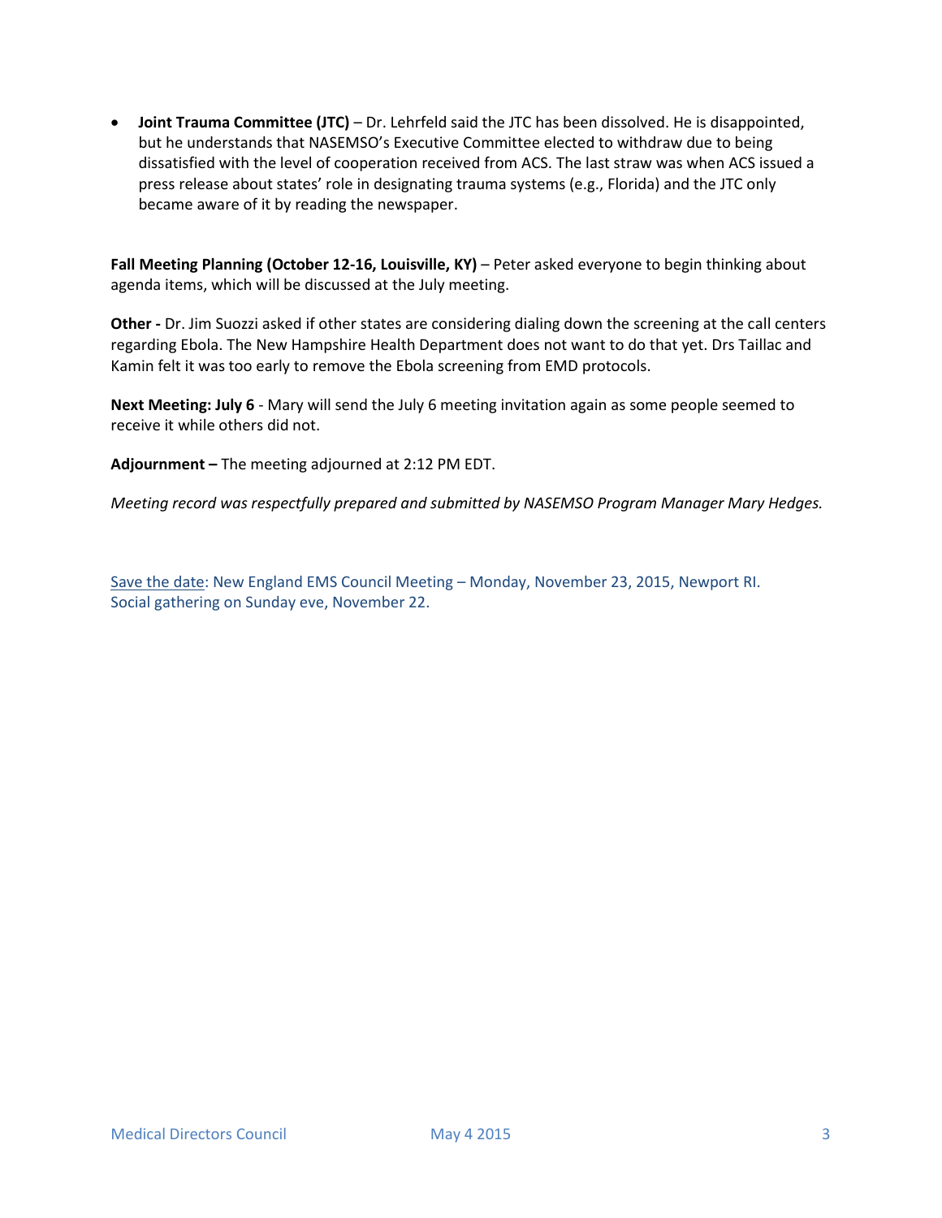- **Joint Trauma Committee (JTC)** – Dr. Lehrfeld said the JTC has been dissolved. He is disappointed, but he understands that NASEMSO's Executive Committee elected to withdraw due to being dissatisfied with the level of cooperation received from ACS. The last straw was when ACS issued a press release about states' role in designating trauma systems (e.g., Florida) and the JTC only became aware of it by reading the newspaper.

**Fall Meeting Planning (October 12-16, Louisville, KY)** – Peter asked everyone to begin thinking about agenda items, which will be discussed at the July meeting.

**Other -** Dr. Jim Suozzi asked if other states are considering dialing down the screening at the call centers regarding Ebola. The New Hampshire Health Department does not want to do that yet. Drs Taillac and Kamin felt it was too early to remove the Ebola screening from EMD protocols.

**Next Meeting: July 6** - Mary will send the July 6 meeting invitation again as some people seemed to receive it while others did not.

**Adjournment –** The meeting adjourned at 2:12 PM EDT.

*Meeting record was respectfully prepared and submitted by NASEMSO Program Manager Mary Hedges.*

Save the date: New England EMS Council Meeting – Monday, November 23, 2015, Newport RI. Social gathering on Sunday eve, November 22.